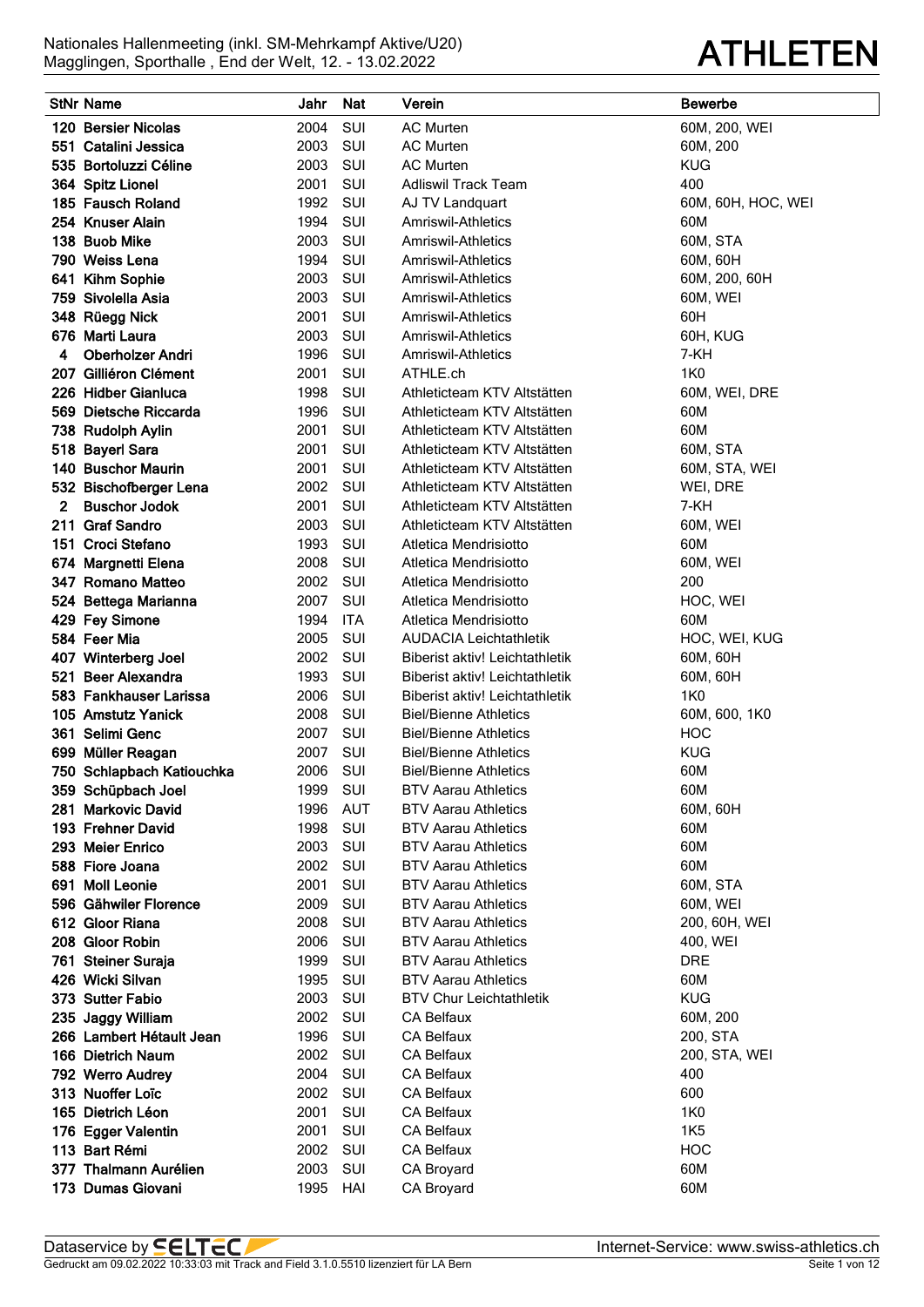Nationales Hallenmeeting (inkl. SM-Mehrkampf Aktive/U20)
Magglingen, Sporthalle , End der Welt, 12. - 13.02.2022

# ATHLETEN

| StNr | Name | Jahr | Nat | Verein | Bewerbe |
|---|---|---|---|---|---|
| 120 | **Bersier Nicolas** | 2004 | SUI | AC Murten | 60M, 200, WEI |
| 551 | **Catalini Jessica** | 2003 | SUI | AC Murten | 60M, 200 |
| 535 | **Bortoluzzi Céline** | 2003 | SUI | AC Murten | KUG |
| 364 | **Spitz Lionel** | 2001 | SUI | Adliswil Track Team | 400 |
| 185 | **Fausch Roland** | 1992 | SUI | AJ TV Landquart | 60M, 60H, HOC, WEI |
| 254 | **Knuser Alain** | 1994 | SUI | Amriswil-Athletics | 60M |
| 138 | **Buob Mike** | 2003 | SUI | Amriswil-Athletics | 60M, STA |
| 790 | **Weiss Lena** | 1994 | SUI | Amriswil-Athletics | 60M, 60H |
| 641 | **Kihm Sophie** | 2003 | SUI | Amriswil-Athletics | 60M, 200, 60H |
| 759 | **Sivolella Asia** | 2003 | SUI | Amriswil-Athletics | 60M, WEI |
| 348 | **Rüegg Nick** | 2001 | SUI | Amriswil-Athletics | 60H |
| 676 | **Marti Laura** | 2003 | SUI | Amriswil-Athletics | 60H, KUG |
| 4 | **Oberholzer Andri** | 1996 | SUI | Amriswil-Athletics | 7-KH |
| 207 | **Gilliéron Clément** | 2001 | SUI | ATHLE.ch | 1K0 |
| 226 | **Hidber Gianluca** | 1998 | SUI | Athleticteam KTV Altstätten | 60M, WEI, DRE |
| 569 | **Dietsche Riccarda** | 1996 | SUI | Athleticteam KTV Altstätten | 60M |
| 738 | **Rudolph Aylin** | 2001 | SUI | Athleticteam KTV Altstätten | 60M |
| 518 | **Bayerl Sara** | 2001 | SUI | Athleticteam KTV Altstätten | 60M, STA |
| 140 | **Buschor Maurin** | 2001 | SUI | Athleticteam KTV Altstätten | 60M, STA, WEI |
| 532 | **Bischofberger Lena** | 2002 | SUI | Athleticteam KTV Altstätten | WEI, DRE |
| 2 | **Buschor Jodok** | 2001 | SUI | Athleticteam KTV Altstätten | 7-KH |
| 211 | **Graf Sandro** | 2003 | SUI | Athleticteam KTV Altstätten | 60M, WEI |
| 151 | **Croci Stefano** | 1993 | SUI | Atletica Mendrisiotto | 60M |
| 674 | **Margnetti Elena** | 2008 | SUI | Atletica Mendrisiotto | 60M, WEI |
| 347 | **Romano Matteo** | 2002 | SUI | Atletica Mendrisiotto | 200 |
| 524 | **Bettega Marianna** | 2007 | SUI | Atletica Mendrisiotto | HOC, WEI |
| 429 | **Fey Simone** | 1994 | ITA | Atletica Mendrisiotto | 60M |
| 584 | **Feer Mia** | 2005 | SUI | AUDACIA Leichtathletik | HOC, WEI, KUG |
| 407 | **Winterberg Joel** | 2002 | SUI | Biberist aktiv! Leichtathletik | 60M, 60H |
| 521 | **Beer Alexandra** | 1993 | SUI | Biberist aktiv! Leichtathletik | 60M, 60H |
| 583 | **Fankhauser Larissa** | 2006 | SUI | Biberist aktiv! Leichtathletik | 1K0 |
| 105 | **Amstutz Yanick** | 2008 | SUI | Biel/Bienne Athletics | 60M, 600, 1K0 |
| 361 | **Selimi Genc** | 2007 | SUI | Biel/Bienne Athletics | HOC |
| 699 | **Müller Reagan** | 2007 | SUI | Biel/Bienne Athletics | KUG |
| 750 | **Schlapbach Katiouchka** | 2006 | SUI | Biel/Bienne Athletics | 60M |
| 359 | **Schüpbach Joel** | 1999 | SUI | BTV Aarau Athletics | 60M |
| 281 | **Markovic David** | 1996 | AUT | BTV Aarau Athletics | 60M, 60H |
| 193 | **Frehner David** | 1998 | SUI | BTV Aarau Athletics | 60M |
| 293 | **Meier Enrico** | 2003 | SUI | BTV Aarau Athletics | 60M |
| 588 | **Fiore Joana** | 2002 | SUI | BTV Aarau Athletics | 60M |
| 691 | **Moll Leonie** | 2001 | SUI | BTV Aarau Athletics | 60M, STA |
| 596 | **Gähwiler Florence** | 2009 | SUI | BTV Aarau Athletics | 60M, WEI |
| 612 | **Gloor Riana** | 2008 | SUI | BTV Aarau Athletics | 200, 60H, WEI |
| 208 | **Gloor Robin** | 2006 | SUI | BTV Aarau Athletics | 400, WEI |
| 761 | **Steiner Suraja** | 1999 | SUI | BTV Aarau Athletics | DRE |
| 426 | **Wicki Silvan** | 1995 | SUI | BTV Aarau Athletics | 60M |
| 373 | **Sutter Fabio** | 2003 | SUI | BTV Chur Leichtathletik | KUG |
| 235 | **Jaggy William** | 2002 | SUI | CA Belfaux | 60M, 200 |
| 266 | **Lambert Hétault Jean** | 1996 | SUI | CA Belfaux | 200, STA |
| 166 | **Dietrich Naum** | 2002 | SUI | CA Belfaux | 200, STA, WEI |
| 792 | **Werro Audrey** | 2004 | SUI | CA Belfaux | 400 |
| 313 | **Nuoffer Loïc** | 2002 | SUI | CA Belfaux | 600 |
| 165 | **Dietrich Léon** | 2001 | SUI | CA Belfaux | 1K0 |
| 176 | **Egger Valentin** | 2001 | SUI | CA Belfaux | 1K5 |
| 113 | **Bart Rémi** | 2002 | SUI | CA Belfaux | HOC |
| 377 | **Thalmann Aurélien** | 2003 | SUI | CA Broyard | 60M |
| 173 | **Dumas Giovani** | 1995 | HAI | CA Broyard | 60M |

Dataservice by SELTEC — Internet-Service: www.swiss-athletics.ch
Gedruckt am 09.02.2022 10:33:03 mit Track and Field 3.1.0.5510 lizenziert für LA Bern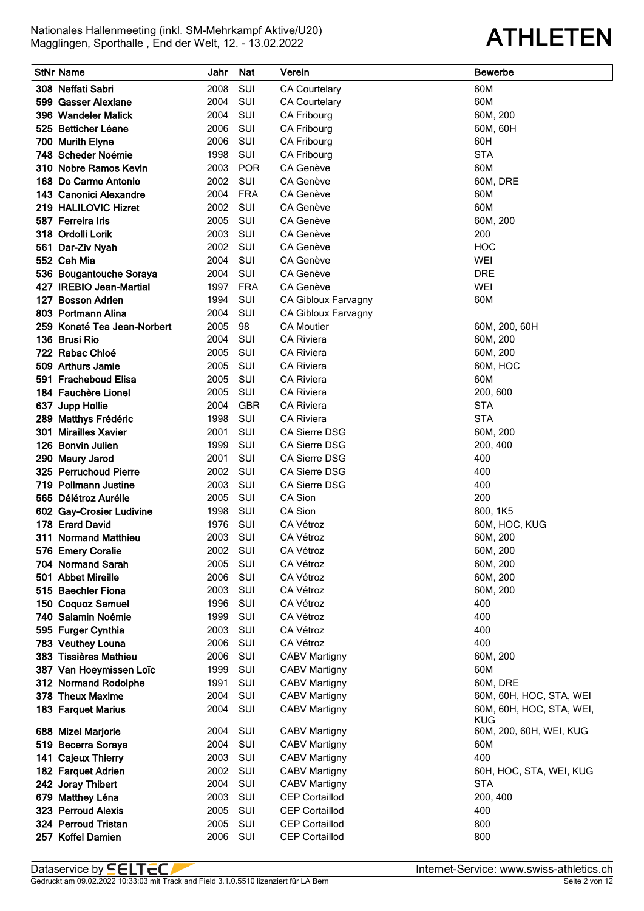| StNr | Name | Jahr | Nat | Verein | Bewerbe |
|---|---|---|---|---|---|
| 308 | Neffati Sabri | 2008 | SUI | CA Courtelary | 60M |
| 599 | Gasser Alexiane | 2004 | SUI | CA Courtelary | 60M |
| 396 | Wandeler Malick | 2004 | SUI | CA Fribourg | 60M, 200 |
| 525 | Betticher Léane | 2006 | SUI | CA Fribourg | 60M, 60H |
| 700 | Murith Elyne | 2006 | SUI | CA Fribourg | 60H |
| 748 | Scheder Noémie | 1998 | SUI | CA Fribourg | STA |
| 310 | Nobre Ramos Kevin | 2003 | POR | CA Genève | 60M |
| 168 | Do Carmo Antonio | 2002 | SUI | CA Genève | 60M, DRE |
| 143 | Canonici Alexandre | 2004 | FRA | CA Genève | 60M |
| 219 | HALILOVIC Hizret | 2002 | SUI | CA Genève | 60M |
| 587 | Ferreira Iris | 2005 | SUI | CA Genève | 60M, 200 |
| 318 | Ordolli Lorik | 2003 | SUI | CA Genève | 200 |
| 561 | Dar-Ziv Nyah | 2002 | SUI | CA Genève | HOC |
| 552 | Ceh Mia | 2004 | SUI | CA Genève | WEI |
| 536 | Bougantouche Soraya | 2004 | SUI | CA Genève | DRE |
| 427 | IREBIO Jean-Martial | 1997 | FRA | CA Genève | WEI |
| 127 | Bosson Adrien | 1994 | SUI | CA Gibloux Farvagny | 60M |
| 803 | Portmann Alina | 2004 | SUI | CA Gibloux Farvagny | |
| 259 | Konaté Tea Jean-Norbert | 2005 | 98 | CA Moutier | 60M, 200, 60H |
| 136 | Brusi Rio | 2004 | SUI | CA Riviera | 60M, 200 |
| 722 | Rabac Chloé | 2005 | SUI | CA Riviera | 60M, 200 |
| 509 | Arthurs Jamie | 2005 | SUI | CA Riviera | 60M, HOC |
| 591 | Fracheboud Elisa | 2005 | SUI | CA Riviera | 60M |
| 184 | Fauchère Lionel | 2005 | SUI | CA Riviera | 200, 600 |
| 637 | Jupp Hollie | 2004 | GBR | CA Riviera | STA |
| 289 | Matthys Frédéric | 1998 | SUI | CA Riviera | STA |
| 301 | Mirailles Xavier | 2001 | SUI | CA Sierre DSG | 60M, 200 |
| 126 | Bonvin Julien | 1999 | SUI | CA Sierre DSG | 200, 400 |
| 290 | Maury Jarod | 2001 | SUI | CA Sierre DSG | 400 |
| 325 | Perruchoud Pierre | 2002 | SUI | CA Sierre DSG | 400 |
| 719 | Pollmann Justine | 2003 | SUI | CA Sierre DSG | 400 |
| 565 | Délétroz Aurélie | 2005 | SUI | CA Sion | 200 |
| 602 | Gay-Crosier Ludivine | 1998 | SUI | CA Sion | 800, 1K5 |
| 178 | Erard David | 1976 | SUI | CA Vétroz | 60M, HOC, KUG |
| 311 | Normand Matthieu | 2003 | SUI | CA Vétroz | 60M, 200 |
| 576 | Emery Coralie | 2002 | SUI | CA Vétroz | 60M, 200 |
| 704 | Normand Sarah | 2005 | SUI | CA Vétroz | 60M, 200 |
| 501 | Abbet Mireille | 2006 | SUI | CA Vétroz | 60M, 200 |
| 515 | Baechler Fiona | 2003 | SUI | CA Vétroz | 60M, 200 |
| 150 | Coquoz Samuel | 1996 | SUI | CA Vétroz | 400 |
| 740 | Salamin Noémie | 1999 | SUI | CA Vétroz | 400 |
| 595 | Furger Cynthia | 2003 | SUI | CA Vétroz | 400 |
| 783 | Veuthey Louna | 2006 | SUI | CA Vétroz | 400 |
| 383 | Tissières Mathieu | 2006 | SUI | CABV Martigny | 60M, 200 |
| 387 | Van Hoeymissen Loïc | 1999 | SUI | CABV Martigny | 60M |
| 312 | Normand Rodolphe | 1991 | SUI | CABV Martigny | 60M, DRE |
| 378 | Theux Maxime | 2004 | SUI | CABV Martigny | 60M, 60H, HOC, STA, WEI |
| 183 | Farquet Marius | 2004 | SUI | CABV Martigny | 60M, 60H, HOC, STA, WEI, KUG |
| 688 | Mizel Marjorie | 2004 | SUI | CABV Martigny | 60M, 200, 60H, WEI, KUG |
| 519 | Becerra Soraya | 2004 | SUI | CABV Martigny | 60M |
| 141 | Cajeux Thierry | 2003 | SUI | CABV Martigny | 400 |
| 182 | Farquet Adrien | 2002 | SUI | CABV Martigny | 60H, HOC, STA, WEI, KUG |
| 242 | Joray Thibert | 2004 | SUI | CABV Martigny | STA |
| 679 | Matthey Léna | 2003 | SUI | CEP Cortaillod | 200, 400 |
| 323 | Perroud Alexis | 2005 | SUI | CEP Cortaillod | 400 |
| 324 | Perroud Tristan | 2005 | SUI | CEP Cortaillod | 800 |
| 257 | Koffel Damien | 2006 | SUI | CEP Cortaillod | 800 |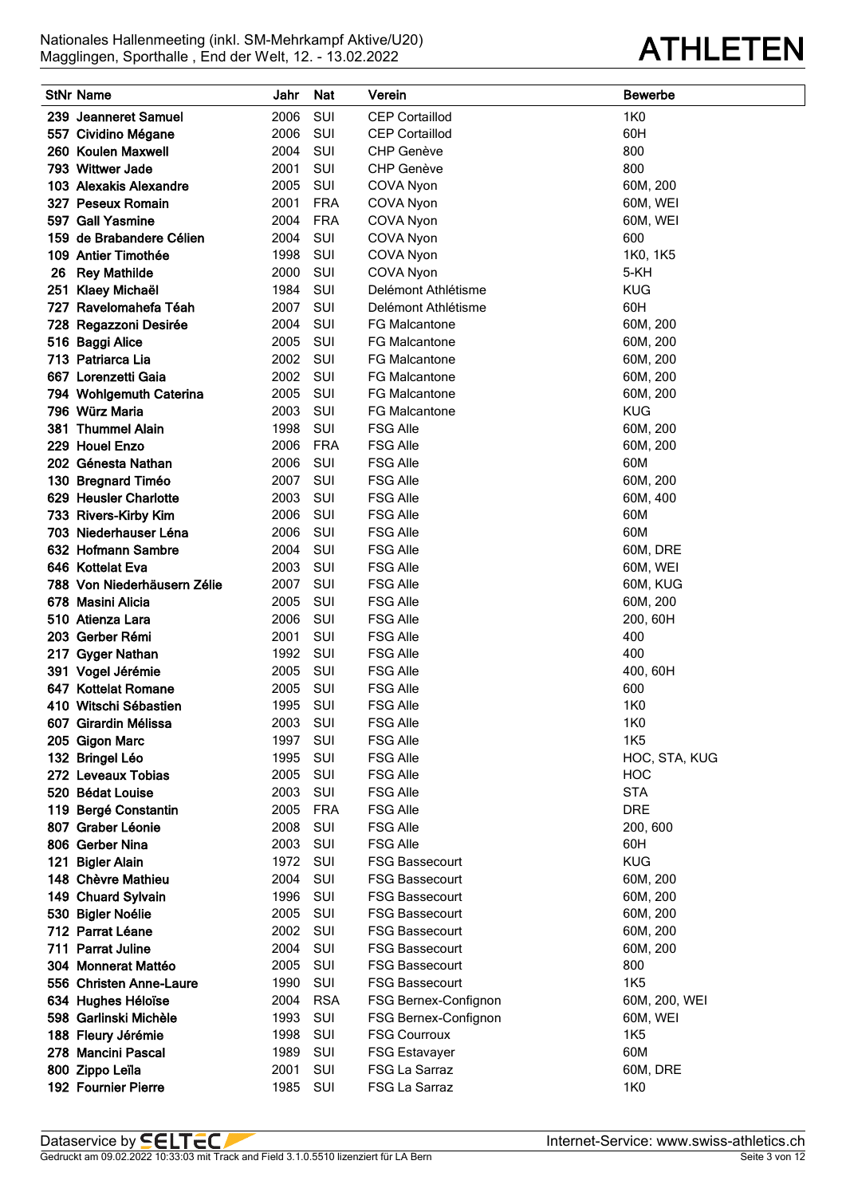| StNr | Name | Jahr | Nat | Verein | Bewerbe |
|---|---|---|---|---|---|
| 239 | **Jeanneret Samuel** | 2006 | SUI | CEP Cortaillod | 1K0 |
| 557 | **Cividino Mégane** | 2006 | SUI | CEP Cortaillod | 60H |
| 260 | **Koulen Maxwell** | 2004 | SUI | CHP Genève | 800 |
| 793 | **Wittwer Jade** | 2001 | SUI | CHP Genève | 800 |
| 103 | **Alexakis Alexandre** | 2005 | SUI | COVA Nyon | 60M, 200 |
| 327 | **Peseux Romain** | 2001 | FRA | COVA Nyon | 60M, WEI |
| 597 | **Gall Yasmine** | 2004 | FRA | COVA Nyon | 60M, WEI |
| 159 | **de Brabandere Célien** | 2004 | SUI | COVA Nyon | 600 |
| 109 | **Antier Timothée** | 1998 | SUI | COVA Nyon | 1K0, 1K5 |
| 26 | **Rey Mathilde** | 2000 | SUI | COVA Nyon | 5-KH |
| 251 | **Klaey Michaël** | 1984 | SUI | Delémont Athlétisme | KUG |
| 727 | **Ravelomahefa Téah** | 2007 | SUI | Delémont Athlétisme | 60H |
| 728 | **Regazzoni Desirée** | 2004 | SUI | FG Malcantone | 60M, 200 |
| 516 | **Baggi Alice** | 2005 | SUI | FG Malcantone | 60M, 200 |
| 713 | **Patriarca Lia** | 2002 | SUI | FG Malcantone | 60M, 200 |
| 667 | **Lorenzetti Gaia** | 2002 | SUI | FG Malcantone | 60M, 200 |
| 794 | **Wohlgemuth Caterina** | 2005 | SUI | FG Malcantone | 60M, 200 |
| 796 | **Würz Maria** | 2003 | SUI | FG Malcantone | KUG |
| 381 | **Thummel Alain** | 1998 | SUI | FSG Alle | 60M, 200 |
| 229 | **Houel Enzo** | 2006 | FRA | FSG Alle | 60M, 200 |
| 202 | **Génesta Nathan** | 2006 | SUI | FSG Alle | 60M |
| 130 | **Bregnard Timéo** | 2007 | SUI | FSG Alle | 60M, 200 |
| 629 | **Heusler Charlotte** | 2003 | SUI | FSG Alle | 60M, 400 |
| 733 | **Rivers-Kirby Kim** | 2006 | SUI | FSG Alle | 60M |
| 703 | **Niederhauser Léna** | 2006 | SUI | FSG Alle | 60M |
| 632 | **Hofmann Sambre** | 2004 | SUI | FSG Alle | 60M, DRE |
| 646 | **Kottelat Eva** | 2003 | SUI | FSG Alle | 60M, WEI |
| 788 | **Von Niederhäusern Zélie** | 2007 | SUI | FSG Alle | 60M, KUG |
| 678 | **Masini Alicia** | 2005 | SUI | FSG Alle | 60M, 200 |
| 510 | **Atienza Lara** | 2006 | SUI | FSG Alle | 200, 60H |
| 203 | **Gerber Rémi** | 2001 | SUI | FSG Alle | 400 |
| 217 | **Gyger Nathan** | 1992 | SUI | FSG Alle | 400 |
| 391 | **Vogel Jérémie** | 2005 | SUI | FSG Alle | 400, 60H |
| 647 | **Kottelat Romane** | 2005 | SUI | FSG Alle | 600 |
| 410 | **Witschi Sébastien** | 1995 | SUI | FSG Alle | 1K0 |
| 607 | **Girardin Mélissa** | 2003 | SUI | FSG Alle | 1K0 |
| 205 | **Gigon Marc** | 1997 | SUI | FSG Alle | 1K5 |
| 132 | **Bringel Léo** | 1995 | SUI | FSG Alle | HOC, STA, KUG |
| 272 | **Leveaux Tobias** | 2005 | SUI | FSG Alle | HOC |
| 520 | **Bédat Louise** | 2003 | SUI | FSG Alle | STA |
| 119 | **Bergé Constantin** | 2005 | FRA | FSG Alle | DRE |
| 807 | **Graber Léonie** | 2008 | SUI | FSG Alle | 200, 600 |
| 806 | **Gerber Nina** | 2003 | SUI | FSG Alle | 60H |
| 121 | **Bigler Alain** | 1972 | SUI | FSG Bassecourt | KUG |
| 148 | **Chèvre Mathieu** | 2004 | SUI | FSG Bassecourt | 60M, 200 |
| 149 | **Chuard Sylvain** | 1996 | SUI | FSG Bassecourt | 60M, 200 |
| 530 | **Bigler Noélie** | 2005 | SUI | FSG Bassecourt | 60M, 200 |
| 712 | **Parrat Léane** | 2002 | SUI | FSG Bassecourt | 60M, 200 |
| 711 | **Parrat Juline** | 2004 | SUI | FSG Bassecourt | 60M, 200 |
| 304 | **Monnerat Mattéo** | 2005 | SUI | FSG Bassecourt | 800 |
| 556 | **Christen Anne-Laure** | 1990 | SUI | FSG Bassecourt | 1K5 |
| 634 | **Hughes Héloïse** | 2004 | RSA | FSG Bernex-Confignon | 60M, 200, WEI |
| 598 | **Garlinski Michèle** | 1993 | SUI | FSG Bernex-Confignon | 60M, WEI |
| 188 | **Fleury Jérémie** | 1998 | SUI | FSG Courroux | 1K5 |
| 278 | **Mancini Pascal** | 1989 | SUI | FSG Estavayer | 60M |
| 800 | **Zippo Leïla** | 2001 | SUI | FSG La Sarraz | 60M, DRE |
| 192 | **Fournier Pierre** | 1985 | SUI | FSG La Sarraz | 1K0 |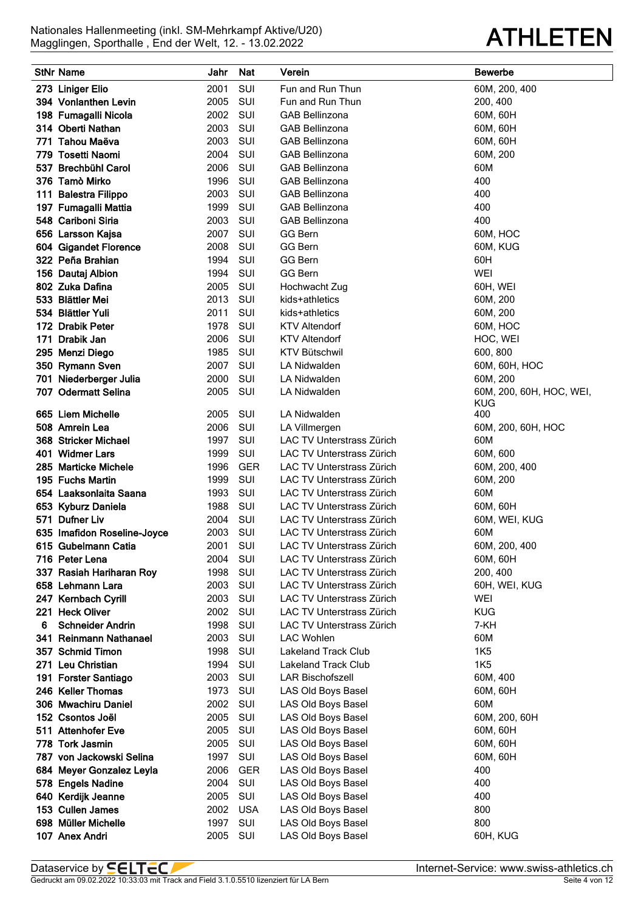# ATHLETEN

| StNr | Name | Jahr | Nat | Verein | Bewerbe |
|---|---|---|---|---|---|
| 273 | Liniger Elio | 2001 | SUI | Fun and Run Thun | 60M, 200, 400 |
| 394 | Vonlanthen Levin | 2005 | SUI | Fun and Run Thun | 200, 400 |
| 198 | Fumagalli Nicola | 2002 | SUI | GAB Bellinzona | 60M, 60H |
| 314 | Oberti Nathan | 2003 | SUI | GAB Bellinzona | 60M, 60H |
| 771 | Tahou Maëva | 2003 | SUI | GAB Bellinzona | 60M, 60H |
| 779 | Tosetti Naomi | 2004 | SUI | GAB Bellinzona | 60M, 200 |
| 537 | Brechbühl Carol | 2006 | SUI | GAB Bellinzona | 60M |
| 376 | Tamò Mirko | 1996 | SUI | GAB Bellinzona | 400 |
| 111 | Balestra Filippo | 2003 | SUI | GAB Bellinzona | 400 |
| 197 | Fumagalli Mattia | 1999 | SUI | GAB Bellinzona | 400 |
| 548 | Cariboni Siria | 2003 | SUI | GAB Bellinzona | 400 |
| 656 | Larsson Kajsa | 2007 | SUI | GG Bern | 60M, HOC |
| 604 | Gigandet Florence | 2008 | SUI | GG Bern | 60M, KUG |
| 322 | Peña Brahian | 1994 | SUI | GG Bern | 60H |
| 156 | Dautaj Albion | 1994 | SUI | GG Bern | WEI |
| 802 | Zuka Dafina | 2005 | SUI | Hochwacht Zug | 60H, WEI |
| 533 | Blättler Mei | 2013 | SUI | kids+athletics | 60M, 200 |
| 534 | Blättler Yuli | 2011 | SUI | kids+athletics | 60M, 200 |
| 172 | Drabik Peter | 1978 | SUI | KTV Altendorf | 60M, HOC |
| 171 | Drabik Jan | 2006 | SUI | KTV Altendorf | HOC, WEI |
| 295 | Menzi Diego | 1985 | SUI | KTV Bütschwil | 600, 800 |
| 350 | Rymann Sven | 2007 | SUI | LA Nidwalden | 60M, 60H, HOC |
| 701 | Niederberger Julia | 2000 | SUI | LA Nidwalden | 60M, 200 |
| 707 | Odermatt Selina | 2005 | SUI | LA Nidwalden | 60M, 200, 60H, HOC, WEI, KUG |
| 665 | Liem Michelle | 2005 | SUI | LA Nidwalden | 400 |
| 508 | Amrein Lea | 2006 | SUI | LA Villmergen | 60M, 200, 60H, HOC |
| 368 | Stricker Michael | 1997 | SUI | LAC TV Unterstrass Zürich | 60M |
| 401 | Widmer Lars | 1999 | SUI | LAC TV Unterstrass Zürich | 60M, 600 |
| 285 | Marticke Michele | 1996 | GER | LAC TV Unterstrass Zürich | 60M, 200, 400 |
| 195 | Fuchs Martin | 1999 | SUI | LAC TV Unterstrass Zürich | 60M, 200 |
| 654 | Laaksonlaita Saana | 1993 | SUI | LAC TV Unterstrass Zürich | 60M |
| 653 | Kyburz Daniela | 1988 | SUI | LAC TV Unterstrass Zürich | 60M, 60H |
| 571 | Dufner Liv | 2004 | SUI | LAC TV Unterstrass Zürich | 60M, WEI, KUG |
| 635 | Imafidon Roseline-Joyce | 2003 | SUI | LAC TV Unterstrass Zürich | 60M |
| 615 | Gubelmann Catia | 2001 | SUI | LAC TV Unterstrass Zürich | 60M, 200, 400 |
| 716 | Peter Lena | 2004 | SUI | LAC TV Unterstrass Zürich | 60M, 60H |
| 337 | Rasiah Hariharan Roy | 1998 | SUI | LAC TV Unterstrass Zürich | 200, 400 |
| 658 | Lehmann Lara | 2003 | SUI | LAC TV Unterstrass Zürich | 60H, WEI, KUG |
| 247 | Kernbach Cyrill | 2003 | SUI | LAC TV Unterstrass Zürich | WEI |
| 221 | Heck Oliver | 2002 | SUI | LAC TV Unterstrass Zürich | KUG |
| 6 | Schneider Andrin | 1998 | SUI | LAC TV Unterstrass Zürich | 7-KH |
| 341 | Reinmann Nathanael | 2003 | SUI | LAC Wohlen | 60M |
| 357 | Schmid Timon | 1998 | SUI | Lakeland Track Club | 1K5 |
| 271 | Leu Christian | 1994 | SUI | Lakeland Track Club | 1K5 |
| 191 | Forster Santiago | 2003 | SUI | LAR Bischofszell | 60M, 400 |
| 246 | Keller Thomas | 1973 | SUI | LAS Old Boys Basel | 60M, 60H |
| 306 | Mwachiru Daniel | 2002 | SUI | LAS Old Boys Basel | 60M |
| 152 | Csontos Joël | 2005 | SUI | LAS Old Boys Basel | 60M, 200, 60H |
| 511 | Attenhofer Eve | 2005 | SUI | LAS Old Boys Basel | 60M, 60H |
| 778 | Tork Jasmin | 2005 | SUI | LAS Old Boys Basel | 60M, 60H |
| 787 | von Jackowski Selina | 1997 | SUI | LAS Old Boys Basel | 60M, 60H |
| 684 | Meyer Gonzalez Leyla | 2006 | GER | LAS Old Boys Basel | 400 |
| 578 | Engels Nadine | 2004 | SUI | LAS Old Boys Basel | 400 |
| 640 | Kerdijk Jeanne | 2005 | SUI | LAS Old Boys Basel | 400 |
| 153 | Cullen James | 2002 | USA | LAS Old Boys Basel | 800 |
| 698 | Müller Michelle | 1997 | SUI | LAS Old Boys Basel | 800 |
| 107 | Anex Andri | 2005 | SUI | LAS Old Boys Basel | 60H, KUG |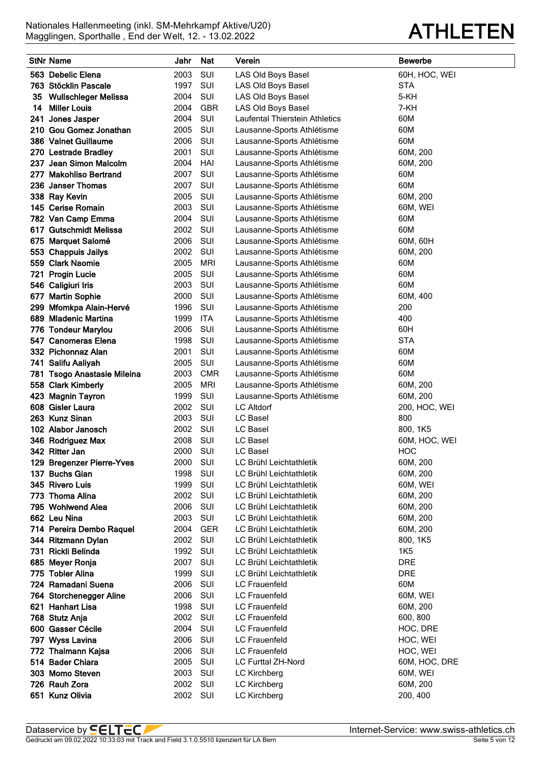| StNr | Name | Jahr | Nat | Verein | Bewerbe |
|---|---|---|---|---|---|
| 563 | Debelic Elena | 2003 | SUI | LAS Old Boys Basel | 60H, HOC, WEI |
| 763 | Stöcklin Pascale | 1997 | SUI | LAS Old Boys Basel | STA |
| 35 | Wullschleger Melissa | 2004 | SUI | LAS Old Boys Basel | 5-KH |
| 14 | Miller Louis | 2004 | GBR | LAS Old Boys Basel | 7-KH |
| 241 | Jones Jasper | 2004 | SUI | Laufental Thierstein Athletics | 60M |
| 210 | Gou Gomez Jonathan | 2005 | SUI | Lausanne-Sports Athlétisme | 60M |
| 386 | Valnet Guillaume | 2006 | SUI | Lausanne-Sports Athlétisme | 60M |
| 270 | Lestrade Bradley | 2001 | SUI | Lausanne-Sports Athlétisme | 60M, 200 |
| 237 | Jean Simon Malcolm | 2004 | HAI | Lausanne-Sports Athlétisme | 60M, 200 |
| 277 | Makohliso Bertrand | 2007 | SUI | Lausanne-Sports Athlétisme | 60M |
| 236 | Janser Thomas | 2007 | SUI | Lausanne-Sports Athlétisme | 60M |
| 338 | Ray Kevin | 2005 | SUI | Lausanne-Sports Athlétisme | 60M, 200 |
| 145 | Cerise Romain | 2003 | SUI | Lausanne-Sports Athlétisme | 60M, WEI |
| 782 | Van Camp Emma | 2004 | SUI | Lausanne-Sports Athlétisme | 60M |
| 617 | Gutschmidt Melissa | 2002 | SUI | Lausanne-Sports Athlétisme | 60M |
| 675 | Marquet Salomé | 2006 | SUI | Lausanne-Sports Athlétisme | 60M, 60H |
| 553 | Chappuis Jailys | 2002 | SUI | Lausanne-Sports Athlétisme | 60M, 200 |
| 559 | Clark Naomie | 2005 | MRI | Lausanne-Sports Athlétisme | 60M |
| 721 | Progin Lucie | 2005 | SUI | Lausanne-Sports Athlétisme | 60M |
| 546 | Caligiuri Iris | 2003 | SUI | Lausanne-Sports Athlétisme | 60M |
| 677 | Martin Sophie | 2000 | SUI | Lausanne-Sports Athlétisme | 60M, 400 |
| 299 | Mfomkpa Alain-Hervé | 1996 | SUI | Lausanne-Sports Athlétisme | 200 |
| 689 | Mladenic Martina | 1999 | ITA | Lausanne-Sports Athlétisme | 400 |
| 776 | Tondeur Marylou | 2006 | SUI | Lausanne-Sports Athlétisme | 60H |
| 547 | Canomeras Elena | 1998 | SUI | Lausanne-Sports Athlétisme | STA |
| 332 | Pichonnaz Alan | 2001 | SUI | Lausanne-Sports Athlétisme | 60M |
| 741 | Salifu Aaliyah | 2005 | SUI | Lausanne-Sports Athlétisme | 60M |
| 781 | Tsogo Anastasie Mileina | 2003 | CMR | Lausanne-Sports Athlétisme | 60M |
| 558 | Clark Kimberly | 2005 | MRI | Lausanne-Sports Athlétisme | 60M, 200 |
| 423 | Magnin Tayron | 1999 | SUI | Lausanne-Sports Athlétisme | 60M, 200 |
| 608 | Gisler Laura | 2002 | SUI | LC Altdorf | 200, HOC, WEI |
| 263 | Kunz Sinan | 2003 | SUI | LC Basel | 800 |
| 102 | Alabor Janosch | 2002 | SUI | LC Basel | 800, 1K5 |
| 346 | Rodriguez Max | 2008 | SUI | LC Basel | 60M, HOC, WEI |
| 342 | Ritter Jan | 2000 | SUI | LC Basel | HOC |
| 129 | Bregenzer Pierre-Yves | 2000 | SUI | LC Brühl Leichtathletik | 60M, 200 |
| 137 | Buchs Gian | 1998 | SUI | LC Brühl Leichtathletik | 60M, 200 |
| 345 | Rivero Luis | 1999 | SUI | LC Brühl Leichtathletik | 60M, WEI |
| 773 | Thoma Alina | 2002 | SUI | LC Brühl Leichtathletik | 60M, 200 |
| 795 | Wohlwend Alea | 2006 | SUI | LC Brühl Leichtathletik | 60M, 200 |
| 662 | Leu Nina | 2003 | SUI | LC Brühl Leichtathletik | 60M, 200 |
| 714 | Pereira Dembo Raquel | 2004 | GER | LC Brühl Leichtathletik | 60M, 200 |
| 344 | Ritzmann Dylan | 2002 | SUI | LC Brühl Leichtathletik | 800, 1K5 |
| 731 | Rickli Belinda | 1992 | SUI | LC Brühl Leichtathletik | 1K5 |
| 685 | Meyer Ronja | 2007 | SUI | LC Brühl Leichtathletik | DRE |
| 775 | Tobler Alina | 1999 | SUI | LC Brühl Leichtathletik | DRE |
| 724 | Ramadani Suena | 2006 | SUI | LC Frauenfeld | 60M |
| 764 | Storchenegger Aline | 2006 | SUI | LC Frauenfeld | 60M, WEI |
| 621 | Hanhart Lisa | 1998 | SUI | LC Frauenfeld | 60M, 200 |
| 768 | Stutz Anja | 2002 | SUI | LC Frauenfeld | 600, 800 |
| 600 | Gasser Cécile | 2004 | SUI | LC Frauenfeld | HOC, DRE |
| 797 | Wyss Lavina | 2006 | SUI | LC Frauenfeld | HOC, WEI |
| 772 | Thalmann Kajsa | 2006 | SUI | LC Frauenfeld | HOC, WEI |
| 514 | Bader Chiara | 2005 | SUI | LC Furttal ZH-Nord | 60M, HOC, DRE |
| 303 | Momo Steven | 2003 | SUI | LC Kirchberg | 60M, WEI |
| 726 | Rauh Zora | 2002 | SUI | LC Kirchberg | 60M, 200 |
| 651 | Kunz Olivia | 2002 | SUI | LC Kirchberg | 200, 400 |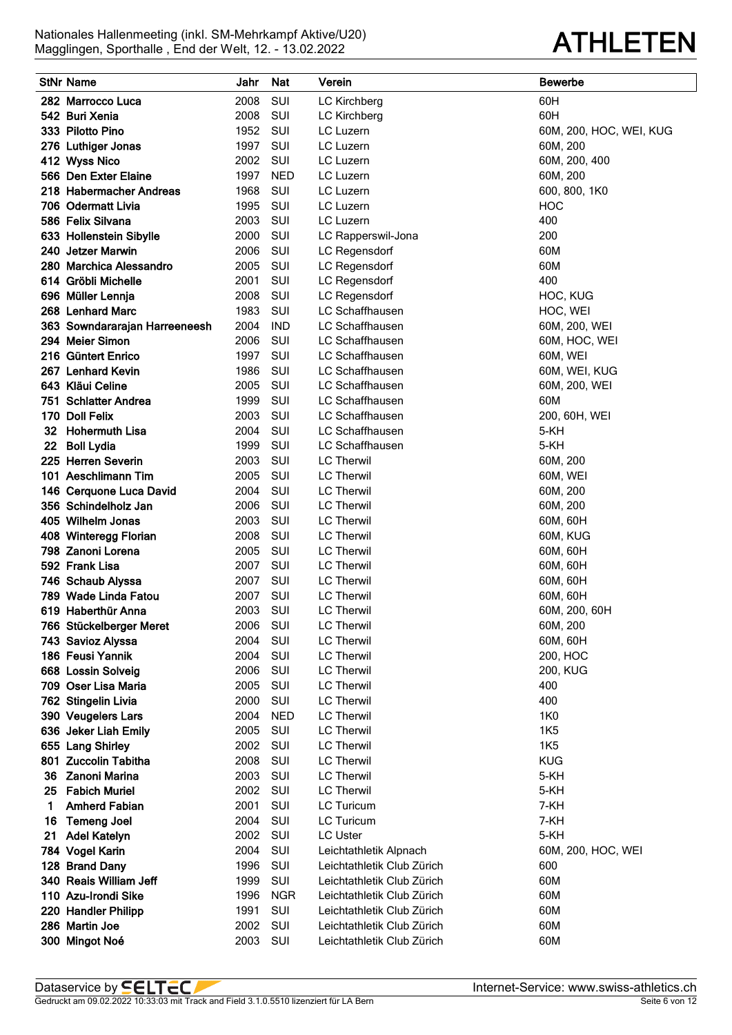| StNr | Name | Jahr | Nat | Verein | Bewerbe |
|---|---|---|---|---|---|
| 282 | Marrocco Luca | 2008 | SUI | LC Kirchberg | 60H |
| 542 | Buri Xenia | 2008 | SUI | LC Kirchberg | 60H |
| 333 | Pilotto Pino | 1952 | SUI | LC Luzern | 60M, 200, HOC, WEI, KUG |
| 276 | Luthiger Jonas | 1997 | SUI | LC Luzern | 60M, 200 |
| 412 | Wyss Nico | 2002 | SUI | LC Luzern | 60M, 200, 400 |
| 566 | Den Exter Elaine | 1997 | NED | LC Luzern | 60M, 200 |
| 218 | Habermacher Andreas | 1968 | SUI | LC Luzern | 600, 800, 1K0 |
| 706 | Odermatt Livia | 1995 | SUI | LC Luzern | HOC |
| 586 | Felix Silvana | 2003 | SUI | LC Luzern | 400 |
| 633 | Hollenstein Sibylle | 2000 | SUI | LC Rapperswil-Jona | 200 |
| 240 | Jetzer Marwin | 2006 | SUI | LC Regensdorf | 60M |
| 280 | Marchica Alessandro | 2005 | SUI | LC Regensdorf | 60M |
| 614 | Gröbli Michelle | 2001 | SUI | LC Regensdorf | 400 |
| 696 | Müller Lennja | 2008 | SUI | LC Regensdorf | HOC, KUG |
| 268 | Lenhard Marc | 1983 | SUI | LC Schaffhausen | HOC, WEI |
| 363 | Sowndararajan Harreeneesh | 2004 | IND | LC Schaffhausen | 60M, 200, WEI |
| 294 | Meier Simon | 2006 | SUI | LC Schaffhausen | 60M, HOC, WEI |
| 216 | Güntert Enrico | 1997 | SUI | LC Schaffhausen | 60M, WEI |
| 267 | Lenhard Kevin | 1986 | SUI | LC Schaffhausen | 60M, WEI, KUG |
| 643 | Kläui Celine | 2005 | SUI | LC Schaffhausen | 60M, 200, WEI |
| 751 | Schlatter Andrea | 1999 | SUI | LC Schaffhausen | 60M |
| 170 | Doll Felix | 2003 | SUI | LC Schaffhausen | 200, 60H, WEI |
| 32 | Hohermuth Lisa | 2004 | SUI | LC Schaffhausen | 5-KH |
| 22 | Boll Lydia | 1999 | SUI | LC Schaffhausen | 5-KH |
| 225 | Herren Severin | 2003 | SUI | LC Therwil | 60M, 200 |
| 101 | Aeschlimann Tim | 2005 | SUI | LC Therwil | 60M, WEI |
| 146 | Cerquone Luca David | 2004 | SUI | LC Therwil | 60M, 200 |
| 356 | Schindelholz Jan | 2006 | SUI | LC Therwil | 60M, 200 |
| 405 | Wilhelm Jonas | 2003 | SUI | LC Therwil | 60M, 60H |
| 408 | Winteregg Florian | 2008 | SUI | LC Therwil | 60M, KUG |
| 798 | Zanoni Lorena | 2005 | SUI | LC Therwil | 60M, 60H |
| 592 | Frank Lisa | 2007 | SUI | LC Therwil | 60M, 60H |
| 746 | Schaub Alyssa | 2007 | SUI | LC Therwil | 60M, 60H |
| 789 | Wade Linda Fatou | 2007 | SUI | LC Therwil | 60M, 60H |
| 619 | Haberthür Anna | 2003 | SUI | LC Therwil | 60M, 200, 60H |
| 766 | Stückelberger Meret | 2006 | SUI | LC Therwil | 60M, 200 |
| 743 | Savioz Alyssa | 2004 | SUI | LC Therwil | 60M, 60H |
| 186 | Feusi Yannik | 2004 | SUI | LC Therwil | 200, HOC |
| 668 | Lossin Solveig | 2006 | SUI | LC Therwil | 200, KUG |
| 709 | Oser Lisa Maria | 2005 | SUI | LC Therwil | 400 |
| 762 | Stingelin Livia | 2000 | SUI | LC Therwil | 400 |
| 390 | Veugelers Lars | 2004 | NED | LC Therwil | 1K0 |
| 636 | Jeker Liah Emily | 2005 | SUI | LC Therwil | 1K5 |
| 655 | Lang Shirley | 2002 | SUI | LC Therwil | 1K5 |
| 801 | Zuccolin Tabitha | 2008 | SUI | LC Therwil | KUG |
| 36 | Zanoni Marina | 2003 | SUI | LC Therwil | 5-KH |
| 25 | Fabich Muriel | 2002 | SUI | LC Therwil | 5-KH |
| 1 | Amherd Fabian | 2001 | SUI | LC Turicum | 7-KH |
| 16 | Temeng Joel | 2004 | SUI | LC Turicum | 7-KH |
| 21 | Adel Katelyn | 2002 | SUI | LC Uster | 5-KH |
| 784 | Vogel Karin | 2004 | SUI | Leichtathletik Alpnach | 60M, 200, HOC, WEI |
| 128 | Brand Dany | 1996 | SUI | Leichtathletik Club Zürich | 600 |
| 340 | Reais William Jeff | 1999 | SUI | Leichtathletik Club Zürich | 60M |
| 110 | Azu-Irondi Sike | 1996 | NGR | Leichtathletik Club Zürich | 60M |
| 220 | Handler Philipp | 1991 | SUI | Leichtathletik Club Zürich | 60M |
| 286 | Martin Joe | 2002 | SUI | Leichtathletik Club Zürich | 60M |
| 300 | Mingot Noé | 2003 | SUI | Leichtathletik Club Zürich | 60M |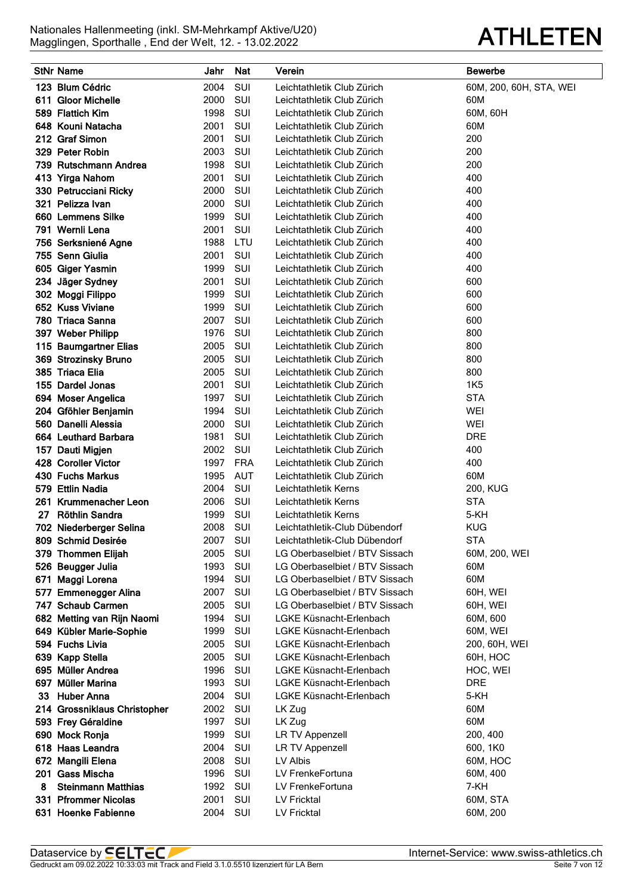Nationales Hallenmeeting (inkl. SM-Mehrkampf Aktive/U20)
Magglingen, Sporthalle , End der Welt, 12. - 13.02.2022

# ATHLETEN

| StNr | Name | Jahr | Nat | Verein | Bewerbe |
|---|---|---|---|---|---|
| 123 | **Blum Cédric** | 2004 | SUI | Leichtathletik Club Zürich | 60M, 200, 60H, STA, WEI |
| 611 | **Gloor Michelle** | 2000 | SUI | Leichtathletik Club Zürich | 60M |
| 589 | **Flattich Kim** | 1998 | SUI | Leichtathletik Club Zürich | 60M, 60H |
| 648 | **Kouni Natacha** | 2001 | SUI | Leichtathletik Club Zürich | 60M |
| 212 | **Graf Simon** | 2001 | SUI | Leichtathletik Club Zürich | 200 |
| 329 | **Peter Robin** | 2003 | SUI | Leichtathletik Club Zürich | 200 |
| 739 | **Rutschmann Andrea** | 1998 | SUI | Leichtathletik Club Zürich | 200 |
| 413 | **Yirga Nahom** | 2001 | SUI | Leichtathletik Club Zürich | 400 |
| 330 | **Petrucciani Ricky** | 2000 | SUI | Leichtathletik Club Zürich | 400 |
| 321 | **Pelizza Ivan** | 2000 | SUI | Leichtathletik Club Zürich | 400 |
| 660 | **Lemmens Silke** | 1999 | SUI | Leichtathletik Club Zürich | 400 |
| 791 | **Wernli Lena** | 2001 | SUI | Leichtathletik Club Zürich | 400 |
| 756 | **Serksnienė Agne** | 1988 | LTU | Leichtathletik Club Zürich | 400 |
| 755 | **Senn Giulia** | 2001 | SUI | Leichtathletik Club Zürich | 400 |
| 605 | **Giger Yasmin** | 1999 | SUI | Leichtathletik Club Zürich | 400 |
| 234 | **Jäger Sydney** | 2001 | SUI | Leichtathletik Club Zürich | 600 |
| 302 | **Moggi Filippo** | 1999 | SUI | Leichtathletik Club Zürich | 600 |
| 652 | **Kuss Viviane** | 1999 | SUI | Leichtathletik Club Zürich | 600 |
| 780 | **Triaca Sanna** | 2007 | SUI | Leichtathletik Club Zürich | 600 |
| 397 | **Weber Philipp** | 1976 | SUI | Leichtathletik Club Zürich | 800 |
| 115 | **Baumgartner Elias** | 2005 | SUI | Leichtathletik Club Zürich | 800 |
| 369 | **Strozinsky Bruno** | 2005 | SUI | Leichtathletik Club Zürich | 800 |
| 385 | **Triaca Elia** | 2005 | SUI | Leichtathletik Club Zürich | 800 |
| 155 | **Dardel Jonas** | 2001 | SUI | Leichtathletik Club Zürich | 1K5 |
| 694 | **Moser Angelica** | 1997 | SUI | Leichtathletik Club Zürich | STA |
| 204 | **Gföhler Benjamin** | 1994 | SUI | Leichtathletik Club Zürich | WEI |
| 560 | **Danelli Alessia** | 2000 | SUI | Leichtathletik Club Zürich | WEI |
| 664 | **Leuthard Barbara** | 1981 | SUI | Leichtathletik Club Zürich | DRE |
| 157 | **Dauti Migjen** | 2002 | SUI | Leichtathletik Club Zürich | 400 |
| 428 | **Coroller Victor** | 1997 | FRA | Leichtathletik Club Zürich | 400 |
| 430 | **Fuchs Markus** | 1995 | AUT | Leichtathletik Club Zürich | 60M |
| 579 | **Ettlin Nadia** | 2004 | SUI | Leichtathletik Kerns | 200, KUG |
| 261 | **Krummenacher Leon** | 2006 | SUI | Leichtathletik Kerns | STA |
| 27 | **Röthlin Sandra** | 1999 | SUI | Leichtathletik Kerns | 5-KH |
| 702 | **Niederberger Selina** | 2008 | SUI | Leichtathletik-Club Dübendorf | KUG |
| 809 | **Schmid Desirée** | 2007 | SUI | Leichtathletik-Club Dübendorf | STA |
| 379 | **Thommen Elijah** | 2005 | SUI | LG Oberbaselbiet / BTV Sissach | 60M, 200, WEI |
| 526 | **Beugger Julia** | 1993 | SUI | LG Oberbaselbiet / BTV Sissach | 60M |
| 671 | **Maggi Lorena** | 1994 | SUI | LG Oberbaselbiet / BTV Sissach | 60M |
| 577 | **Emmenegger Alina** | 2007 | SUI | LG Oberbaselbiet / BTV Sissach | 60H, WEI |
| 747 | **Schaub Carmen** | 2005 | SUI | LG Oberbaselbiet / BTV Sissach | 60H, WEI |
| 682 | **Metting van Rijn Naomi** | 1994 | SUI | LGKE Küsnacht-Erlenbach | 60M, 600 |
| 649 | **Kübler Marie-Sophie** | 1999 | SUI | LGKE Küsnacht-Erlenbach | 60M, WEI |
| 594 | **Fuchs Livia** | 2005 | SUI | LGKE Küsnacht-Erlenbach | 200, 60H, WEI |
| 639 | **Kapp Stella** | 2005 | SUI | LGKE Küsnacht-Erlenbach | 60H, HOC |
| 695 | **Müller Andrea** | 1996 | SUI | LGKE Küsnacht-Erlenbach | HOC, WEI |
| 697 | **Müller Marina** | 1993 | SUI | LGKE Küsnacht-Erlenbach | DRE |
| 33 | **Huber Anna** | 2004 | SUI | LGKE Küsnacht-Erlenbach | 5-KH |
| 214 | **Grossniklaus Christopher** | 2002 | SUI | LK Zug | 60M |
| 593 | **Frey Géraldine** | 1997 | SUI | LK Zug | 60M |
| 690 | **Mock Ronja** | 1999 | SUI | LR TV Appenzell | 200, 400 |
| 618 | **Haas Leandra** | 2004 | SUI | LR TV Appenzell | 600, 1K0 |
| 672 | **Mangili Elena** | 2008 | SUI | LV Albis | 60M, HOC |
| 201 | **Gass Mischa** | 1996 | SUI | LV FrenkeFortuna | 60M, 400 |
| 8 | **Steinmann Matthias** | 1992 | SUI | LV FrenkeFortuna | 7-KH |
| 331 | **Pfrommer Nicolas** | 2001 | SUI | LV Fricktal | 60M, STA |
| 631 | **Hoenke Fabienne** | 2004 | SUI | LV Fricktal | 60M, 200 |

Dataservice by SELTEC — Internet-Service: www.swiss-athletics.ch
Gedruckt am 09.02.2022 10:33:03 mit Track and Field 3.1.0.5510 lizenziert für LA Bern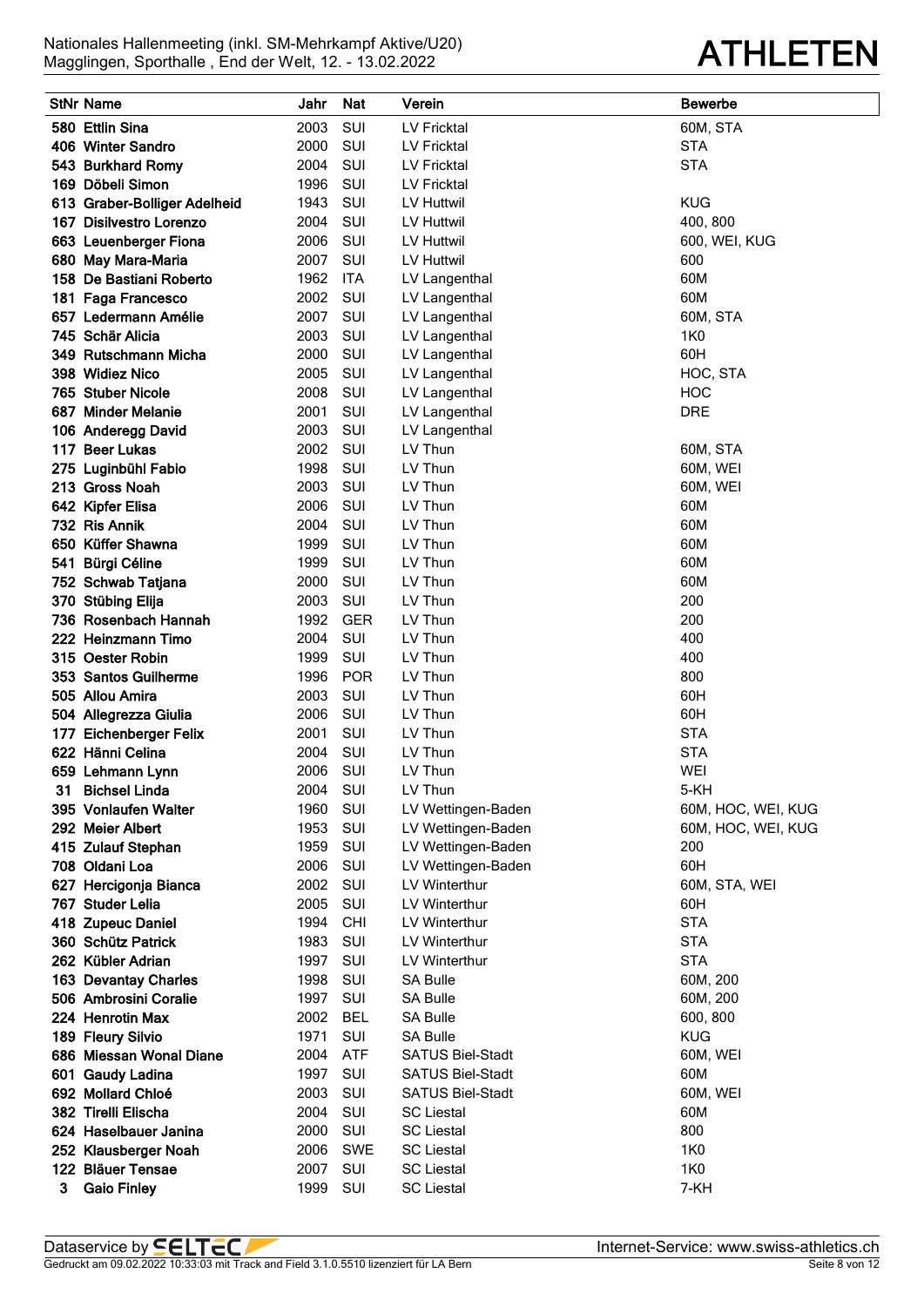| StNr | Name | Jahr | Nat | Verein | Bewerbe |
|---|---|---|---|---|---|
| 580 | **Ettlin Sina** | 2003 | SUI | LV Fricktal | 60M, STA |
| 406 | **Winter Sandro** | 2000 | SUI | LV Fricktal | STA |
| 543 | **Burkhard Romy** | 2004 | SUI | LV Fricktal | STA |
| 169 | **Döbeli Simon** | 1996 | SUI | LV Fricktal | |
| 613 | **Graber-Bolliger Adelheid** | 1943 | SUI | LV Huttwil | KUG |
| 167 | **Disilvestro Lorenzo** | 2004 | SUI | LV Huttwil | 400, 800 |
| 663 | **Leuenberger Fiona** | 2006 | SUI | LV Huttwil | 600, WEI, KUG |
| 680 | **May Mara-Maria** | 2007 | SUI | LV Huttwil | 600 |
| 158 | **De Bastiani Roberto** | 1962 | ITA | LV Langenthal | 60M |
| 181 | **Faga Francesco** | 2002 | SUI | LV Langenthal | 60M |
| 657 | **Ledermann Amélie** | 2007 | SUI | LV Langenthal | 60M, STA |
| 745 | **Schär Alicia** | 2003 | SUI | LV Langenthal | 1K0 |
| 349 | **Rutschmann Micha** | 2000 | SUI | LV Langenthal | 60H |
| 398 | **Widiez Nico** | 2005 | SUI | LV Langenthal | HOC, STA |
| 765 | **Stuber Nicole** | 2008 | SUI | LV Langenthal | HOC |
| 687 | **Minder Melanie** | 2001 | SUI | LV Langenthal | DRE |
| 106 | **Anderegg David** | 2003 | SUI | LV Langenthal | |
| 117 | **Beer Lukas** | 2002 | SUI | LV Thun | 60M, STA |
| 275 | **Luginbühl Fabio** | 1998 | SUI | LV Thun | 60M, WEI |
| 213 | **Gross Noah** | 2003 | SUI | LV Thun | 60M, WEI |
| 642 | **Kipfer Elisa** | 2006 | SUI | LV Thun | 60M |
| 732 | **Ris Annik** | 2004 | SUI | LV Thun | 60M |
| 650 | **Küffer Shawna** | 1999 | SUI | LV Thun | 60M |
| 541 | **Bürgi Céline** | 1999 | SUI | LV Thun | 60M |
| 752 | **Schwab Tatjana** | 2000 | SUI | LV Thun | 60M |
| 370 | **Stübing Elija** | 2003 | SUI | LV Thun | 200 |
| 736 | **Rosenbach Hannah** | 1992 | GER | LV Thun | 200 |
| 222 | **Heinzmann Timo** | 2004 | SUI | LV Thun | 400 |
| 315 | **Oester Robin** | 1999 | SUI | LV Thun | 400 |
| 353 | **Santos Guilherme** | 1996 | POR | LV Thun | 800 |
| 505 | **Allou Amira** | 2003 | SUI | LV Thun | 60H |
| 504 | **Allegrezza Giulia** | 2006 | SUI | LV Thun | 60H |
| 177 | **Eichenberger Felix** | 2001 | SUI | LV Thun | STA |
| 622 | **Hänni Celina** | 2004 | SUI | LV Thun | STA |
| 659 | **Lehmann Lynn** | 2006 | SUI | LV Thun | WEI |
| 31 | **Bichsel Linda** | 2004 | SUI | LV Thun | 5-KH |
| 395 | **Vonlaufen Walter** | 1960 | SUI | LV Wettingen-Baden | 60M, HOC, WEI, KUG |
| 292 | **Meier Albert** | 1953 | SUI | LV Wettingen-Baden | 60M, HOC, WEI, KUG |
| 415 | **Zulauf Stephan** | 1959 | SUI | LV Wettingen-Baden | 200 |
| 708 | **Oldani Loa** | 2006 | SUI | LV Wettingen-Baden | 60H |
| 627 | **Hercigonja Bianca** | 2002 | SUI | LV Winterthur | 60M, STA, WEI |
| 767 | **Studer Lelia** | 2005 | SUI | LV Winterthur | 60H |
| 418 | **Zupeuc Daniel** | 1994 | CHI | LV Winterthur | STA |
| 360 | **Schütz Patrick** | 1983 | SUI | LV Winterthur | STA |
| 262 | **Kübler Adrian** | 1997 | SUI | LV Winterthur | STA |
| 163 | **Devantay Charles** | 1998 | SUI | SA Bulle | 60M, 200 |
| 506 | **Ambrosini Coralie** | 1997 | SUI | SA Bulle | 60M, 200 |
| 224 | **Henrotin Max** | 2002 | BEL | SA Bulle | 600, 800 |
| 189 | **Fleury Silvio** | 1971 | SUI | SA Bulle | KUG |
| 686 | **Miessan Wonal Diane** | 2004 | ATF | SATUS Biel-Stadt | 60M, WEI |
| 601 | **Gaudy Ladina** | 1997 | SUI | SATUS Biel-Stadt | 60M |
| 692 | **Mollard Chloé** | 2003 | SUI | SATUS Biel-Stadt | 60M, WEI |
| 382 | **Tirelli Elischa** | 2004 | SUI | SC Liestal | 60M |
| 624 | **Haselbauer Janina** | 2000 | SUI | SC Liestal | 800 |
| 252 | **Klausberger Noah** | 2006 | SWE | SC Liestal | 1K0 |
| 122 | **Bläuer Tensae** | 2007 | SUI | SC Liestal | 1K0 |
| 3 | **Gaio Finley** | 1999 | SUI | SC Liestal | 7-KH |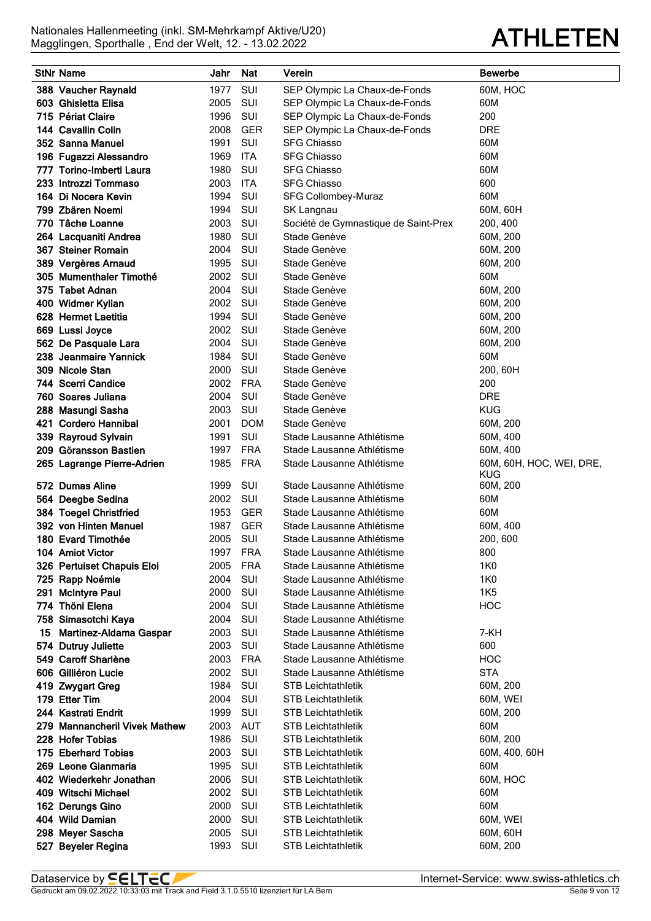Nationales Hallenmeeting (inkl. SM-Mehrkampf Aktive/U20)
Magglingen, Sporthalle , End der Welt, 12. - 13.02.2022

# ATHLETEN

| StNr | Name | Jahr | Nat | Verein | Bewerbe |
|---|---|---|---|---|---|
| 388 | Vaucher Raynald | 1977 | SUI | SEP Olympic La Chaux-de-Fonds | 60M, HOC |
| 603 | Ghisletta Elisa | 2005 | SUI | SEP Olympic La Chaux-de-Fonds | 60M |
| 715 | Périat Claire | 1996 | SUI | SEP Olympic La Chaux-de-Fonds | 200 |
| 144 | Cavallin Colin | 2008 | GER | SEP Olympic La Chaux-de-Fonds | DRE |
| 352 | Sanna Manuel | 1991 | SUI | SFG Chiasso | 60M |
| 196 | Fugazzi Alessandro | 1969 | ITA | SFG Chiasso | 60M |
| 777 | Torino-Imberti Laura | 1980 | SUI | SFG Chiasso | 60M |
| 233 | Introzzi Tommaso | 2003 | ITA | SFG Chiasso | 600 |
| 164 | Di Nocera Kevin | 1994 | SUI | SFG Collombey-Muraz | 60M |
| 799 | Zbären Noemi | 1994 | SUI | SK Langnau | 60M, 60H |
| 770 | Tâche Loanne | 2003 | SUI | Société de Gymnastique de Saint-Prex | 200, 400 |
| 264 | Lacquaniti Andrea | 1980 | SUI | Stade Genève | 60M, 200 |
| 367 | Steiner Romain | 2004 | SUI | Stade Genève | 60M, 200 |
| 389 | Vergères Arnaud | 1995 | SUI | Stade Genève | 60M, 200 |
| 305 | Mumenthaler Timothé | 2002 | SUI | Stade Genève | 60M |
| 375 | Tabet Adnan | 2004 | SUI | Stade Genève | 60M, 200 |
| 400 | Widmer Kylian | 2002 | SUI | Stade Genève | 60M, 200 |
| 628 | Hermet Laetitia | 1994 | SUI | Stade Genève | 60M, 200 |
| 669 | Lussi Joyce | 2002 | SUI | Stade Genève | 60M, 200 |
| 562 | De Pasquale Lara | 2004 | SUI | Stade Genève | 60M, 200 |
| 238 | Jeanmaire Yannick | 1984 | SUI | Stade Genève | 60M |
| 309 | Nicole Stan | 2000 | SUI | Stade Genève | 200, 60H |
| 744 | Scerri Candice | 2002 | FRA | Stade Genève | 200 |
| 760 | Soares Juliana | 2004 | SUI | Stade Genève | DRE |
| 288 | Masungi Sasha | 2003 | SUI | Stade Genève | KUG |
| 421 | Cordero Hannibal | 2001 | DOM | Stade Genève | 60M, 200 |
| 339 | Rayroud Sylvain | 1991 | SUI | Stade Lausanne Athlétisme | 60M, 400 |
| 209 | Göransson Bastien | 1997 | FRA | Stade Lausanne Athlétisme | 60M, 400 |
| 265 | Lagrange Pierre-Adrien | 1985 | FRA | Stade Lausanne Athlétisme | 60M, 60H, HOC, WEI, DRE, KUG |
| 572 | Dumas Aline | 1999 | SUI | Stade Lausanne Athlétisme | 60M, 200 |
| 564 | Deegbe Sedina | 2002 | SUI | Stade Lausanne Athlétisme | 60M |
| 384 | Toegel Christfried | 1953 | GER | Stade Lausanne Athlétisme | 60M |
| 392 | von Hinten Manuel | 1987 | GER | Stade Lausanne Athlétisme | 60M, 400 |
| 180 | Evard Timothée | 2005 | SUI | Stade Lausanne Athlétisme | 200, 600 |
| 104 | Amiot Victor | 1997 | FRA | Stade Lausanne Athlétisme | 800 |
| 326 | Pertuiset Chapuis Eloi | 2005 | FRA | Stade Lausanne Athlétisme | 1K0 |
| 725 | Rapp Noémie | 2004 | SUI | Stade Lausanne Athlétisme | 1K0 |
| 291 | McIntyre Paul | 2000 | SUI | Stade Lausanne Athlétisme | 1K5 |
| 774 | Thöni Elena | 2004 | SUI | Stade Lausanne Athlétisme | HOC |
| 758 | Simasotchi Kaya | 2004 | SUI | Stade Lausanne Athlétisme | |
| 15 | Martinez-Aldama Gaspar | 2003 | SUI | Stade Lausanne Athlétisme | 7-KH |
| 574 | Dutruy Juliette | 2003 | SUI | Stade Lausanne Athlétisme | 600 |
| 549 | Caroff Sharlène | 2003 | FRA | Stade Lausanne Athlétisme | HOC |
| 606 | Gilliéron Lucie | 2002 | SUI | Stade Lausanne Athlétisme | STA |
| 419 | Zwygart Greg | 1984 | SUI | STB Leichtathletik | 60M, 200 |
| 179 | Etter Tim | 2004 | SUI | STB Leichtathletik | 60M, WEI |
| 244 | Kastrati Endrit | 1999 | SUI | STB Leichtathletik | 60M, 200 |
| 279 | Mannancheril Vivek Mathew | 2003 | AUT | STB Leichtathletik | 60M |
| 228 | Hofer Tobias | 1986 | SUI | STB Leichtathletik | 60M, 200 |
| 175 | Eberhard Tobias | 2003 | SUI | STB Leichtathletik | 60M, 400, 60H |
| 269 | Leone Gianmaria | 1995 | SUI | STB Leichtathletik | 60M |
| 402 | Wiederkehr Jonathan | 2006 | SUI | STB Leichtathletik | 60M, HOC |
| 409 | Witschi Michael | 2002 | SUI | STB Leichtathletik | 60M |
| 162 | Derungs Gino | 2000 | SUI | STB Leichtathletik | 60M |
| 404 | Wild Damian | 2000 | SUI | STB Leichtathletik | 60M, WEI |
| 298 | Meyer Sascha | 2005 | SUI | STB Leichtathletik | 60M, 60H |
| 527 | Beyeler Regina | 1993 | SUI | STB Leichtathletik | 60M, 200 |

Dataservice by SELTEC — Internet-Service: www.swiss-athletics.ch
Gedruckt am 09.02.2022 10:33:03 mit Track and Field 3.1.0.5510 lizenziert für LA Bern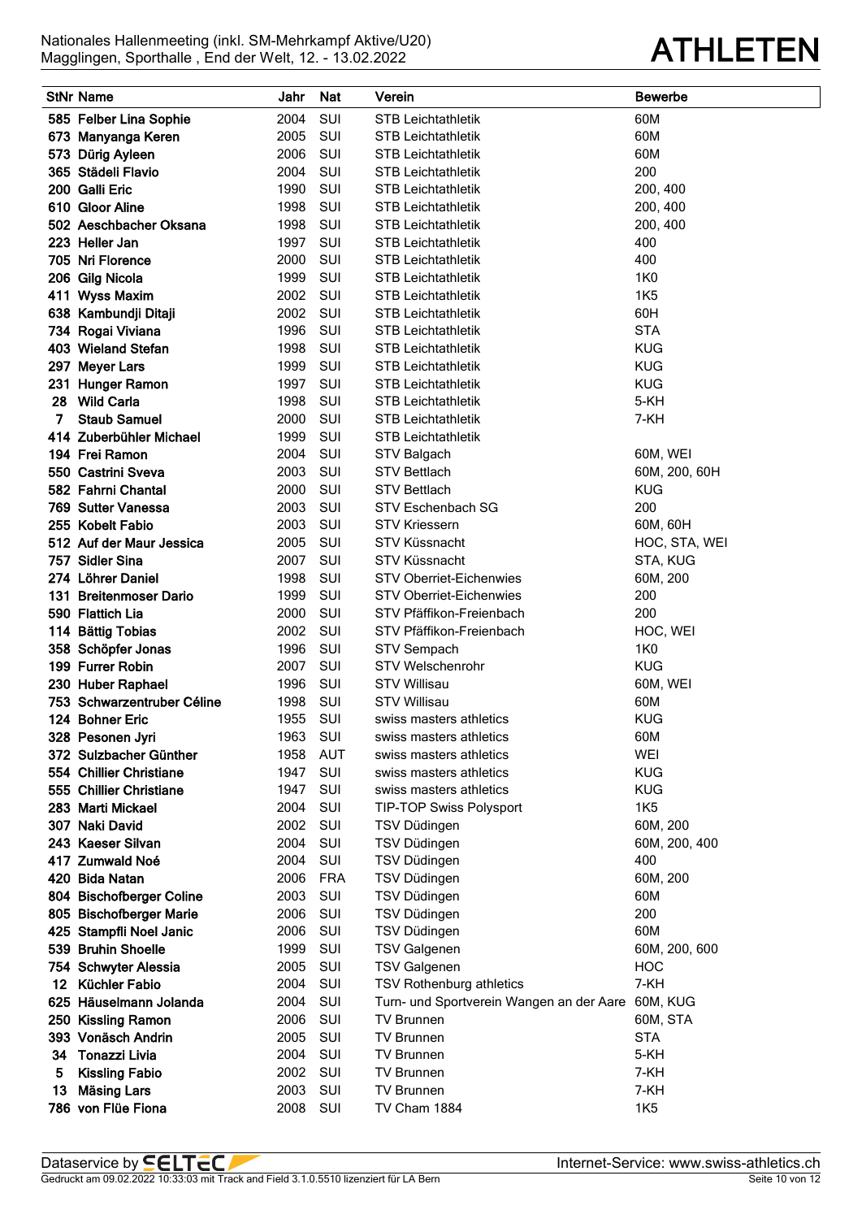Nationales Hallenmeeting (inkl. SM-Mehrkampf Aktive/U20)
Magglingen, Sporthalle , End der Welt, 12. - 13.02.2022

# ATHLETEN

| StNr | Name | Jahr | Nat | Verein | Bewerbe |
|---|---|---|---|---|---|
| 585 | **Felber Lina Sophie** | 2004 | SUI | STB Leichtathletik | 60M |
| 673 | **Manyanga Keren** | 2005 | SUI | STB Leichtathletik | 60M |
| 573 | **Dürig Ayleen** | 2006 | SUI | STB Leichtathletik | 60M |
| 365 | **Städeli Flavio** | 2004 | SUI | STB Leichtathletik | 200 |
| 200 | **Galli Eric** | 1990 | SUI | STB Leichtathletik | 200, 400 |
| 610 | **Gloor Aline** | 1998 | SUI | STB Leichtathletik | 200, 400 |
| 502 | **Aeschbacher Oksana** | 1998 | SUI | STB Leichtathletik | 200, 400 |
| 223 | **Heller Jan** | 1997 | SUI | STB Leichtathletik | 400 |
| 705 | **Nri Florence** | 2000 | SUI | STB Leichtathletik | 400 |
| 206 | **Gilg Nicola** | 1999 | SUI | STB Leichtathletik | 1K0 |
| 411 | **Wyss Maxim** | 2002 | SUI | STB Leichtathletik | 1K5 |
| 638 | **Kambundji Ditaji** | 2002 | SUI | STB Leichtathletik | 60H |
| 734 | **Rogai Viviana** | 1996 | SUI | STB Leichtathletik | STA |
| 403 | **Wieland Stefan** | 1998 | SUI | STB Leichtathletik | KUG |
| 297 | **Meyer Lars** | 1999 | SUI | STB Leichtathletik | KUG |
| 231 | **Hunger Ramon** | 1997 | SUI | STB Leichtathletik | KUG |
| 28 | **Wild Carla** | 1998 | SUI | STB Leichtathletik | 5-KH |
| 7 | **Staub Samuel** | 2000 | SUI | STB Leichtathletik | 7-KH |
| 414 | **Zuberbühler Michael** | 1999 | SUI | STB Leichtathletik | |
| 194 | **Frei Ramon** | 2004 | SUI | STV Balgach | 60M, WEI |
| 550 | **Castrini Sveva** | 2003 | SUI | STV Bettlach | 60M, 200, 60H |
| 582 | **Fahrni Chantal** | 2000 | SUI | STV Bettlach | KUG |
| 769 | **Sutter Vanessa** | 2003 | SUI | STV Eschenbach SG | 200 |
| 255 | **Kobelt Fabio** | 2003 | SUI | STV Kriessern | 60M, 60H |
| 512 | **Auf der Maur Jessica** | 2005 | SUI | STV Küssnacht | HOC, STA, WEI |
| 757 | **Sidler Sina** | 2007 | SUI | STV Küssnacht | STA, KUG |
| 274 | **Löhrer Daniel** | 1998 | SUI | STV Oberriet-Eichenwies | 60M, 200 |
| 131 | **Breitenmoser Dario** | 1999 | SUI | STV Oberriet-Eichenwies | 200 |
| 590 | **Flattich Lia** | 2000 | SUI | STV Pfäffikon-Freienbach | 200 |
| 114 | **Bättig Tobias** | 2002 | SUI | STV Pfäffikon-Freienbach | HOC, WEI |
| 358 | **Schöpfer Jonas** | 1996 | SUI | STV Sempach | 1K0 |
| 199 | **Furrer Robin** | 2007 | SUI | STV Welschenrohr | KUG |
| 230 | **Huber Raphael** | 1996 | SUI | STV Willisau | 60M, WEI |
| 753 | **Schwarzentruber Céline** | 1998 | SUI | STV Willisau | 60M |
| 124 | **Bohner Eric** | 1955 | SUI | swiss masters athletics | KUG |
| 328 | **Pesonen Jyri** | 1963 | SUI | swiss masters athletics | 60M |
| 372 | **Sulzbacher Günther** | 1958 | AUT | swiss masters athletics | WEI |
| 554 | **Chillier Christiane** | 1947 | SUI | swiss masters athletics | KUG |
| 555 | **Chillier Christiane** | 1947 | SUI | swiss masters athletics | KUG |
| 283 | **Marti Mickael** | 2004 | SUI | TIP-TOP Swiss Polysport | 1K5 |
| 307 | **Naki David** | 2002 | SUI | TSV Düdingen | 60M, 200 |
| 243 | **Kaeser Silvan** | 2004 | SUI | TSV Düdingen | 60M, 200, 400 |
| 417 | **Zumwald Noé** | 2004 | SUI | TSV Düdingen | 400 |
| 420 | **Bida Natan** | 2006 | FRA | TSV Düdingen | 60M, 200 |
| 804 | **Bischofberger Coline** | 2003 | SUI | TSV Düdingen | 60M |
| 805 | **Bischofberger Marie** | 2006 | SUI | TSV Düdingen | 200 |
| 425 | **Stampfli Noel Janic** | 2006 | SUI | TSV Düdingen | 60M |
| 539 | **Bruhin Shoelle** | 1999 | SUI | TSV Galgenen | 60M, 200, 600 |
| 754 | **Schwyter Alessia** | 2005 | SUI | TSV Galgenen | HOC |
| 12 | **Küchler Fabio** | 2004 | SUI | TSV Rothenburg athletics | 7-KH |
| 625 | **Häuselmann Jolanda** | 2004 | SUI | Turn- und Sportverein Wangen an der Aare | 60M, KUG |
| 250 | **Kissling Ramon** | 2006 | SUI | TV Brunnen | 60M, STA |
| 393 | **Vonäsch Andrin** | 2005 | SUI | TV Brunnen | STA |
| 34 | **Tonazzi Livia** | 2004 | SUI | TV Brunnen | 5-KH |
| 5 | **Kissling Fabio** | 2002 | SUI | TV Brunnen | 7-KH |
| 13 | **Mäsing Lars** | 2003 | SUI | TV Brunnen | 7-KH |
| 786 | **von Flüe Fiona** | 2008 | SUI | TV Cham 1884 | 1K5 |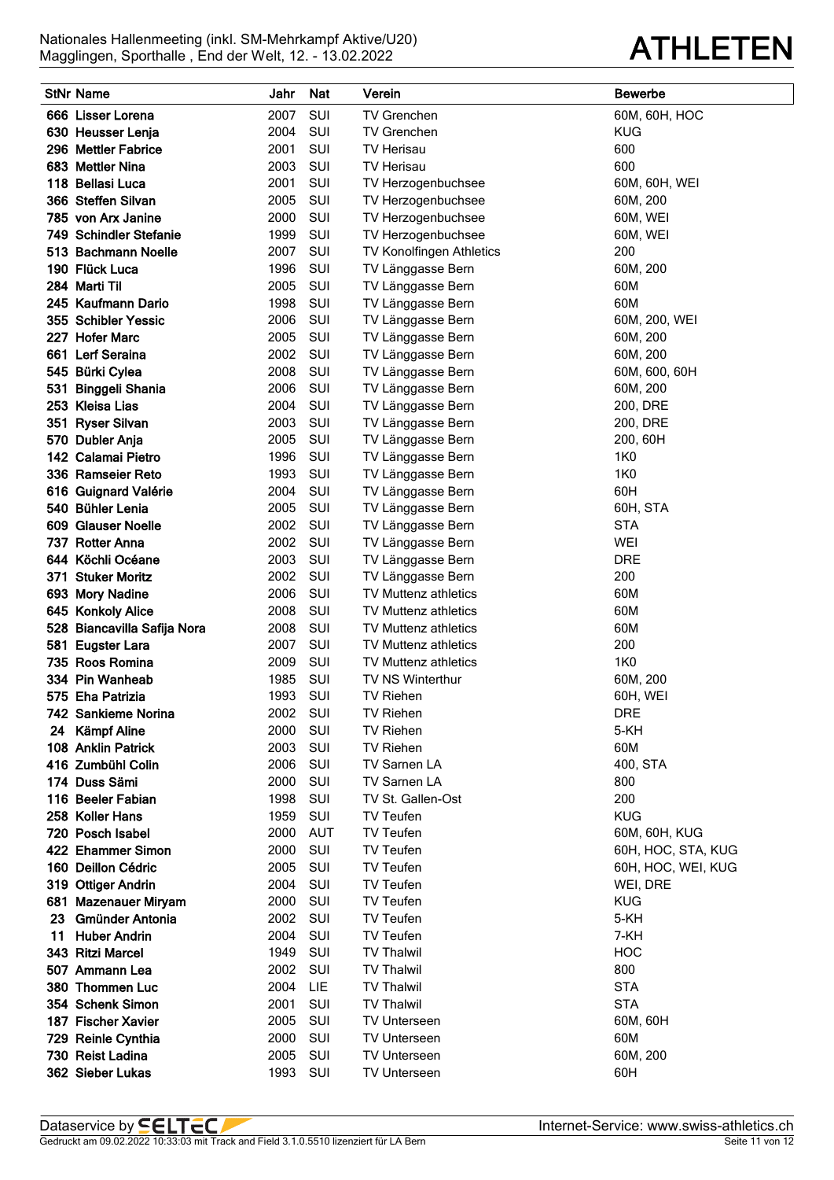Nationales Hallenmeeting (inkl. SM-Mehrkampf Aktive/U20)
Magglingen, Sporthalle , End der Welt, 12. - 13.02.2022

# ATHLETEN

| StNr | Name | Jahr | Nat | Verein | Bewerbe |
|---|---|---|---|---|---|
| 666 | Lisser Lorena | 2007 | SUI | TV Grenchen | 60M, 60H, HOC |
| 630 | Heusser Lenja | 2004 | SUI | TV Grenchen | KUG |
| 296 | Mettler Fabrice | 2001 | SUI | TV Herisau | 600 |
| 683 | Mettler Nina | 2003 | SUI | TV Herisau | 600 |
| 118 | Bellasi Luca | 2001 | SUI | TV Herzogenbuchsee | 60M, 60H, WEI |
| 366 | Steffen Silvan | 2005 | SUI | TV Herzogenbuchsee | 60M, 200 |
| 785 | von Arx Janine | 2000 | SUI | TV Herzogenbuchsee | 60M, WEI |
| 749 | Schindler Stefanie | 1999 | SUI | TV Herzogenbuchsee | 60M, WEI |
| 513 | Bachmann Noelle | 2007 | SUI | TV Konolfingen Athletics | 200 |
| 190 | Flück Luca | 1996 | SUI | TV Länggasse Bern | 60M, 200 |
| 284 | Marti Til | 2005 | SUI | TV Länggasse Bern | 60M |
| 245 | Kaufmann Dario | 1998 | SUI | TV Länggasse Bern | 60M |
| 355 | Schibler Yessic | 2006 | SUI | TV Länggasse Bern | 60M, 200, WEI |
| 227 | Hofer Marc | 2005 | SUI | TV Länggasse Bern | 60M, 200 |
| 661 | Lerf Seraina | 2002 | SUI | TV Länggasse Bern | 60M, 200 |
| 545 | Bürki Cylea | 2008 | SUI | TV Länggasse Bern | 60M, 600, 60H |
| 531 | Binggeli Shania | 2006 | SUI | TV Länggasse Bern | 60M, 200 |
| 253 | Kleisa Lias | 2004 | SUI | TV Länggasse Bern | 200, DRE |
| 351 | Ryser Silvan | 2003 | SUI | TV Länggasse Bern | 200, DRE |
| 570 | Dubler Anja | 2005 | SUI | TV Länggasse Bern | 200, 60H |
| 142 | Calamai Pietro | 1996 | SUI | TV Länggasse Bern | 1K0 |
| 336 | Ramseier Reto | 1993 | SUI | TV Länggasse Bern | 1K0 |
| 616 | Guignard Valérie | 2004 | SUI | TV Länggasse Bern | 60H |
| 540 | Bühler Lenia | 2005 | SUI | TV Länggasse Bern | 60H, STA |
| 609 | Glauser Noelle | 2002 | SUI | TV Länggasse Bern | STA |
| 737 | Rotter Anna | 2002 | SUI | TV Länggasse Bern | WEI |
| 644 | Köchli Océane | 2003 | SUI | TV Länggasse Bern | DRE |
| 371 | Stuker Moritz | 2002 | SUI | TV Länggasse Bern | 200 |
| 693 | Mory Nadine | 2006 | SUI | TV Muttenz athletics | 60M |
| 645 | Konkoly Alice | 2008 | SUI | TV Muttenz athletics | 60M |
| 528 | Biancavilla Safija Nora | 2008 | SUI | TV Muttenz athletics | 60M |
| 581 | Eugster Lara | 2007 | SUI | TV Muttenz athletics | 200 |
| 735 | Roos Romina | 2009 | SUI | TV Muttenz athletics | 1K0 |
| 334 | Pin Wanheab | 1985 | SUI | TV NS Winterthur | 60M, 200 |
| 575 | Eha Patrizia | 1993 | SUI | TV Riehen | 60H, WEI |
| 742 | Sankieme Norina | 2002 | SUI | TV Riehen | DRE |
| 24 | Kämpf Aline | 2000 | SUI | TV Riehen | 5-KH |
| 108 | Anklin Patrick | 2003 | SUI | TV Riehen | 60M |
| 416 | Zumbühl Colin | 2006 | SUI | TV Sarnen LA | 400, STA |
| 174 | Duss Sämi | 2000 | SUI | TV Sarnen LA | 800 |
| 116 | Beeler Fabian | 1998 | SUI | TV St. Gallen-Ost | 200 |
| 258 | Koller Hans | 1959 | SUI | TV Teufen | KUG |
| 720 | Posch Isabel | 2000 | AUT | TV Teufen | 60M, 60H, KUG |
| 422 | Ehammer Simon | 2000 | SUI | TV Teufen | 60H, HOC, STA, KUG |
| 160 | Deillon Cédric | 2005 | SUI | TV Teufen | 60H, HOC, WEI, KUG |
| 319 | Ottiger Andrin | 2004 | SUI | TV Teufen | WEI, DRE |
| 681 | Mazenauer Miryam | 2000 | SUI | TV Teufen | KUG |
| 23 | Gmünder Antonia | 2002 | SUI | TV Teufen | 5-KH |
| 11 | Huber Andrin | 2004 | SUI | TV Teufen | 7-KH |
| 343 | Ritzi Marcel | 1949 | SUI | TV Thalwil | HOC |
| 507 | Ammann Lea | 2002 | SUI | TV Thalwil | 800 |
| 380 | Thommen Luc | 2004 | LIE | TV Thalwil | STA |
| 354 | Schenk Simon | 2001 | SUI | TV Thalwil | STA |
| 187 | Fischer Xavier | 2005 | SUI | TV Unterseen | 60M, 60H |
| 729 | Reinle Cynthia | 2000 | SUI | TV Unterseen | 60M |
| 730 | Reist Ladina | 2005 | SUI | TV Unterseen | 60M, 200 |
| 362 | Sieber Lukas | 1993 | SUI | TV Unterseen | 60H |

Dataservice by SELTEC — Internet-Service: www.swiss-athletics.ch
Gedruckt am 09.02.2022 10:33:03 mit Track and Field 3.1.0.5510 lizenziert für LA Bern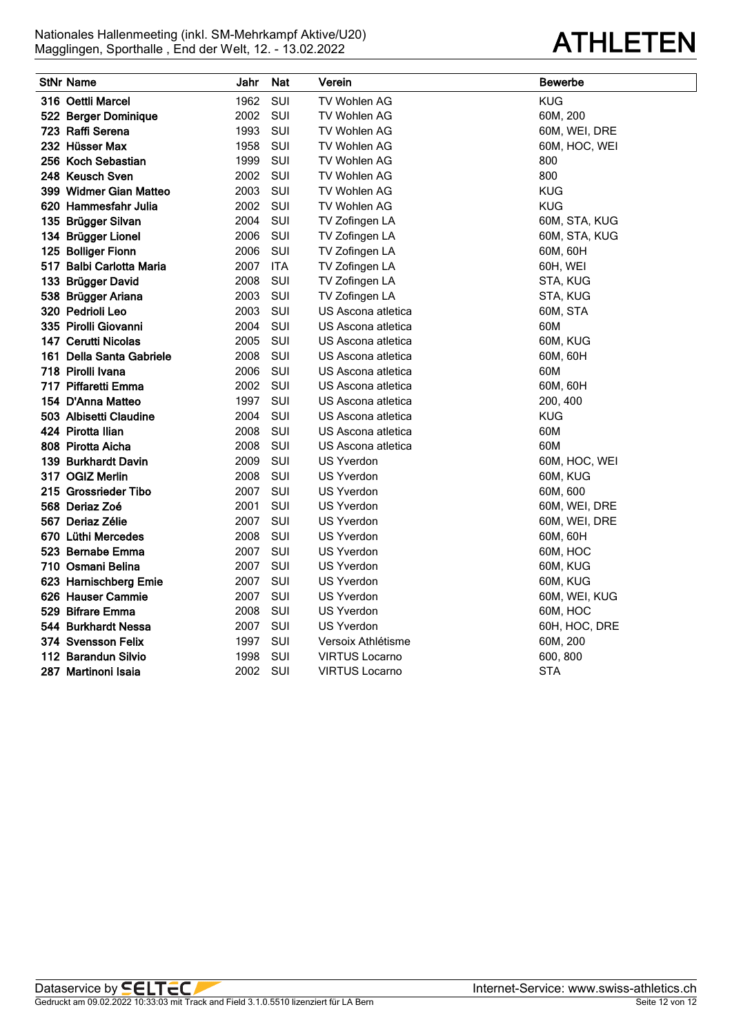| StNr | Name | Jahr | Nat | Verein | Bewerbe |
|---|---|---|---|---|---|
| 316 | **Oettli Marcel** | 1962 | SUI | TV Wohlen AG | KUG |
| 522 | **Berger Dominique** | 2002 | SUI | TV Wohlen AG | 60M, 200 |
| 723 | **Raffi Serena** | 1993 | SUI | TV Wohlen AG | 60M, WEI, DRE |
| 232 | **Hüsser Max** | 1958 | SUI | TV Wohlen AG | 60M, HOC, WEI |
| 256 | **Koch Sebastian** | 1999 | SUI | TV Wohlen AG | 800 |
| 248 | **Keusch Sven** | 2002 | SUI | TV Wohlen AG | 800 |
| 399 | **Widmer Gian Matteo** | 2003 | SUI | TV Wohlen AG | KUG |
| 620 | **Hammesfahr Julia** | 2002 | SUI | TV Wohlen AG | KUG |
| 135 | **Brügger Silvan** | 2004 | SUI | TV Zofingen LA | 60M, STA, KUG |
| 134 | **Brügger Lionel** | 2006 | SUI | TV Zofingen LA | 60M, STA, KUG |
| 125 | **Bolliger Fionn** | 2006 | SUI | TV Zofingen LA | 60M, 60H |
| 517 | **Balbi Carlotta Maria** | 2007 | ITA | TV Zofingen LA | 60H, WEI |
| 133 | **Brügger David** | 2008 | SUI | TV Zofingen LA | STA, KUG |
| 538 | **Brügger Ariana** | 2003 | SUI | TV Zofingen LA | STA, KUG |
| 320 | **Pedrioli Leo** | 2003 | SUI | US Ascona atletica | 60M, STA |
| 335 | **Pirolli Giovanni** | 2004 | SUI | US Ascona atletica | 60M |
| 147 | **Cerutti Nicolas** | 2005 | SUI | US Ascona atletica | 60M, KUG |
| 161 | **Della Santa Gabriele** | 2008 | SUI | US Ascona atletica | 60M, 60H |
| 718 | **Pirolli Ivana** | 2006 | SUI | US Ascona atletica | 60M |
| 717 | **Piffaretti Emma** | 2002 | SUI | US Ascona atletica | 60M, 60H |
| 154 | **D'Anna Matteo** | 1997 | SUI | US Ascona atletica | 200, 400 |
| 503 | **Albisetti Claudine** | 2004 | SUI | US Ascona atletica | KUG |
| 424 | **Pirotta Ilian** | 2008 | SUI | US Ascona atletica | 60M |
| 808 | **Pirotta Aicha** | 2008 | SUI | US Ascona atletica | 60M |
| 139 | **Burkhardt Davin** | 2009 | SUI | US Yverdon | 60M, HOC, WEI |
| 317 | **OGIZ Merlin** | 2008 | SUI | US Yverdon | 60M, KUG |
| 215 | **Grossrieder Tibo** | 2007 | SUI | US Yverdon | 60M, 600 |
| 568 | **Deriaz Zoé** | 2001 | SUI | US Yverdon | 60M, WEI, DRE |
| 567 | **Deriaz Zélie** | 2007 | SUI | US Yverdon | 60M, WEI, DRE |
| 670 | **Lüthi Mercedes** | 2008 | SUI | US Yverdon | 60M, 60H |
| 523 | **Bernabe Emma** | 2007 | SUI | US Yverdon | 60M, HOC |
| 710 | **Osmani Belina** | 2007 | SUI | US Yverdon | 60M, KUG |
| 623 | **Harnischberg Emie** | 2007 | SUI | US Yverdon | 60M, KUG |
| 626 | **Hauser Cammie** | 2007 | SUI | US Yverdon | 60M, WEI, KUG |
| 529 | **Bifrare Emma** | 2008 | SUI | US Yverdon | 60M, HOC |
| 544 | **Burkhardt Nessa** | 2007 | SUI | US Yverdon | 60H, HOC, DRE |
| 374 | **Svensson Felix** | 1997 | SUI | Versoix Athlétisme | 60M, 200 |
| 112 | **Barandun Silvio** | 1998 | SUI | VIRTUS Locarno | 600, 800 |
| 287 | **Martinoni Isaia** | 2002 | SUI | VIRTUS Locarno | STA |